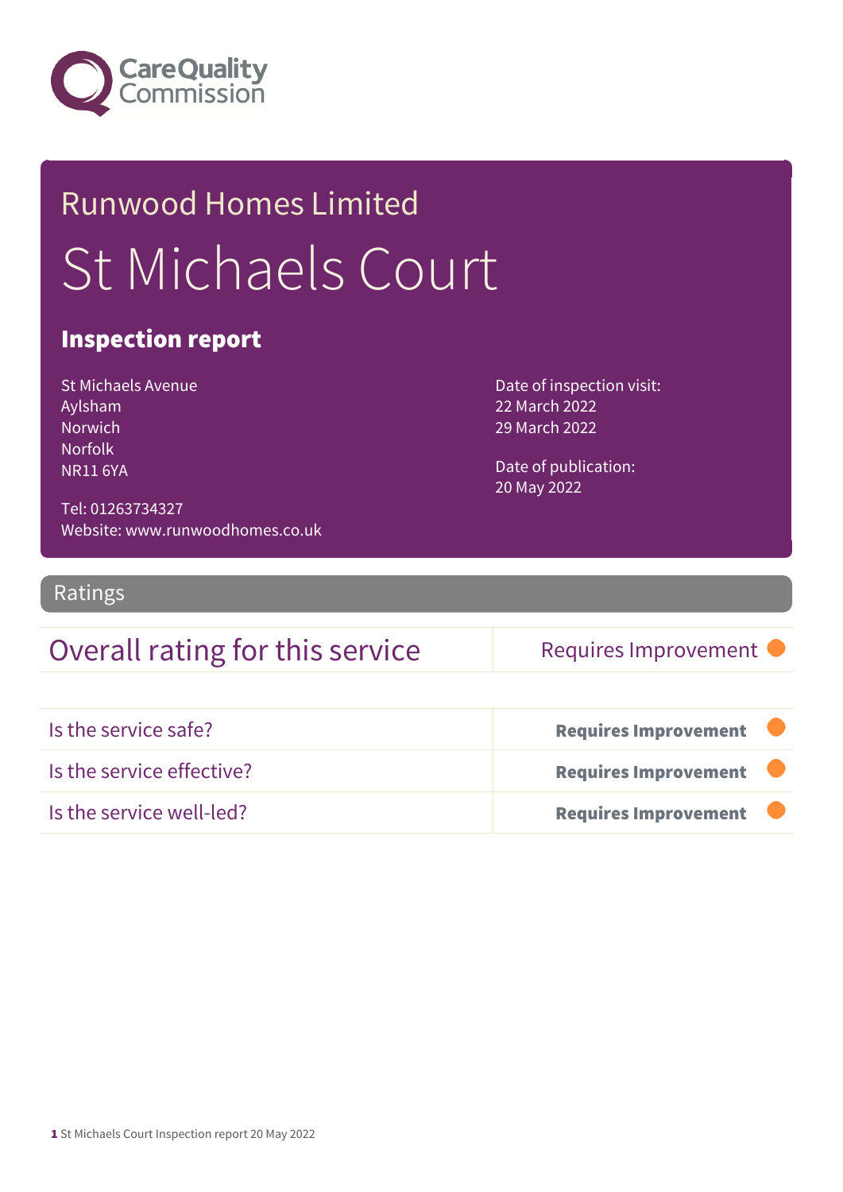Care Quality Commission

# Runwood Homes Limited

# St Michaels Court

## Inspection report

St Michaels Avenue
Aylsham
Norwich
Norfolk
NR11 6YA

Tel: 01263734327
Website: www.runwoodhomes.co.uk

Date of inspection visit:
22 March 2022
29 March 2022

Date of publication:
20 May 2022

## Ratings

| Overall rating for this service | Requires Improvement |
|---|---|

| | |
|---|---|
| Is the service safe? | **Requires Improvement** |
| Is the service effective? | **Requires Improvement** |
| Is the service well-led? | **Requires Improvement** |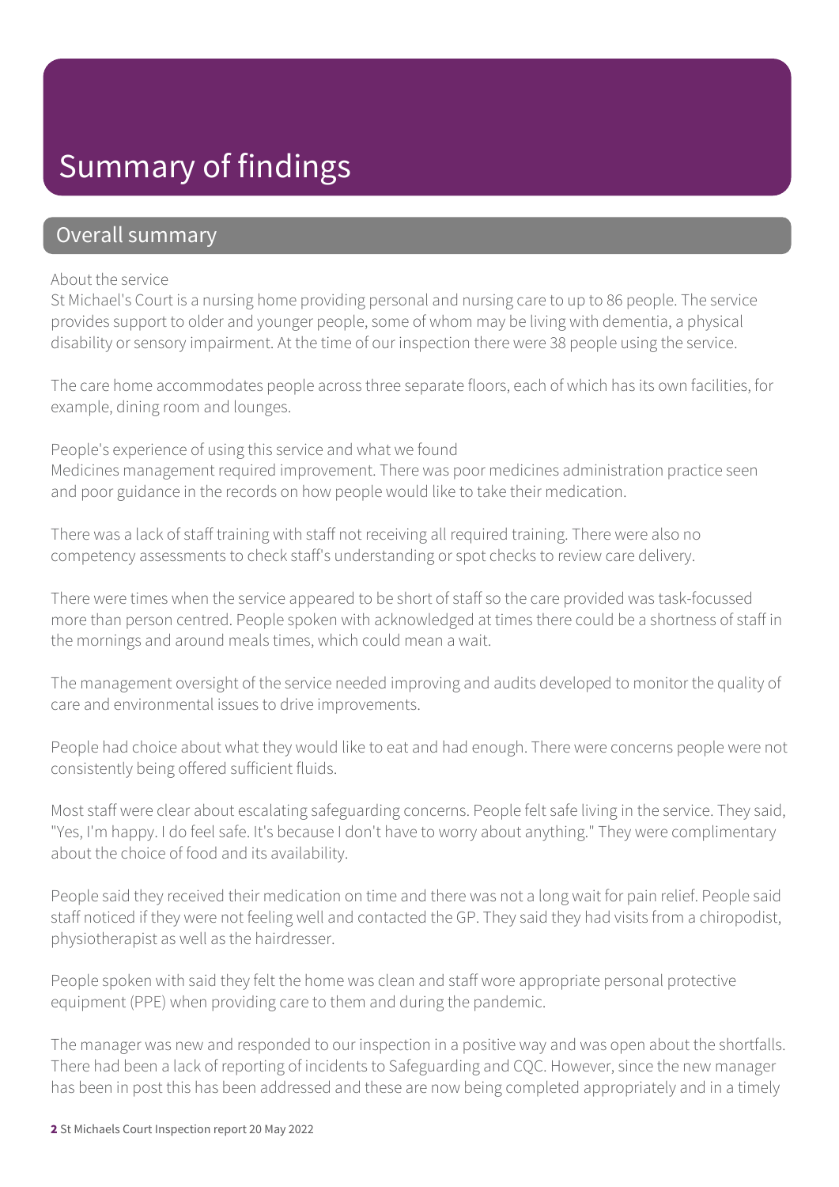# Summary of findings

## Overall summary

About the service

St Michael's Court is a nursing home providing personal and nursing care to up to 86 people. The service provides support to older and younger people, some of whom may be living with dementia, a physical disability or sensory impairment. At the time of our inspection there were 38 people using the service.

The care home accommodates people across three separate floors, each of which has its own facilities, for example, dining room and lounges.

People's experience of using this service and what we found

Medicines management required improvement. There was poor medicines administration practice seen and poor guidance in the records on how people would like to take their medication.

There was a lack of staff training with staff not receiving all required training. There were also no competency assessments to check staff's understanding or spot checks to review care delivery.

There were times when the service appeared to be short of staff so the care provided was task-focussed more than person centred. People spoken with acknowledged at times there could be a shortness of staff in the mornings and around meals times, which could mean a wait.

The management oversight of the service needed improving and audits developed to monitor the quality of care and environmental issues to drive improvements.

People had choice about what they would like to eat and had enough. There were concerns people were not consistently being offered sufficient fluids.

Most staff were clear about escalating safeguarding concerns. People felt safe living in the service. They said, "Yes, I'm happy. I do feel safe. It's because I don't have to worry about anything." They were complimentary about the choice of food and its availability.

People said they received their medication on time and there was not a long wait for pain relief. People said staff noticed if they were not feeling well and contacted the GP. They said they had visits from a chiropodist, physiotherapist as well as the hairdresser.

People spoken with said they felt the home was clean and staff wore appropriate personal protective equipment (PPE) when providing care to them and during the pandemic.

The manager was new and responded to our inspection in a positive way and was open about the shortfalls. There had been a lack of reporting of incidents to Safeguarding and CQC. However, since the new manager has been in post this has been addressed and these are now being completed appropriately and in a timely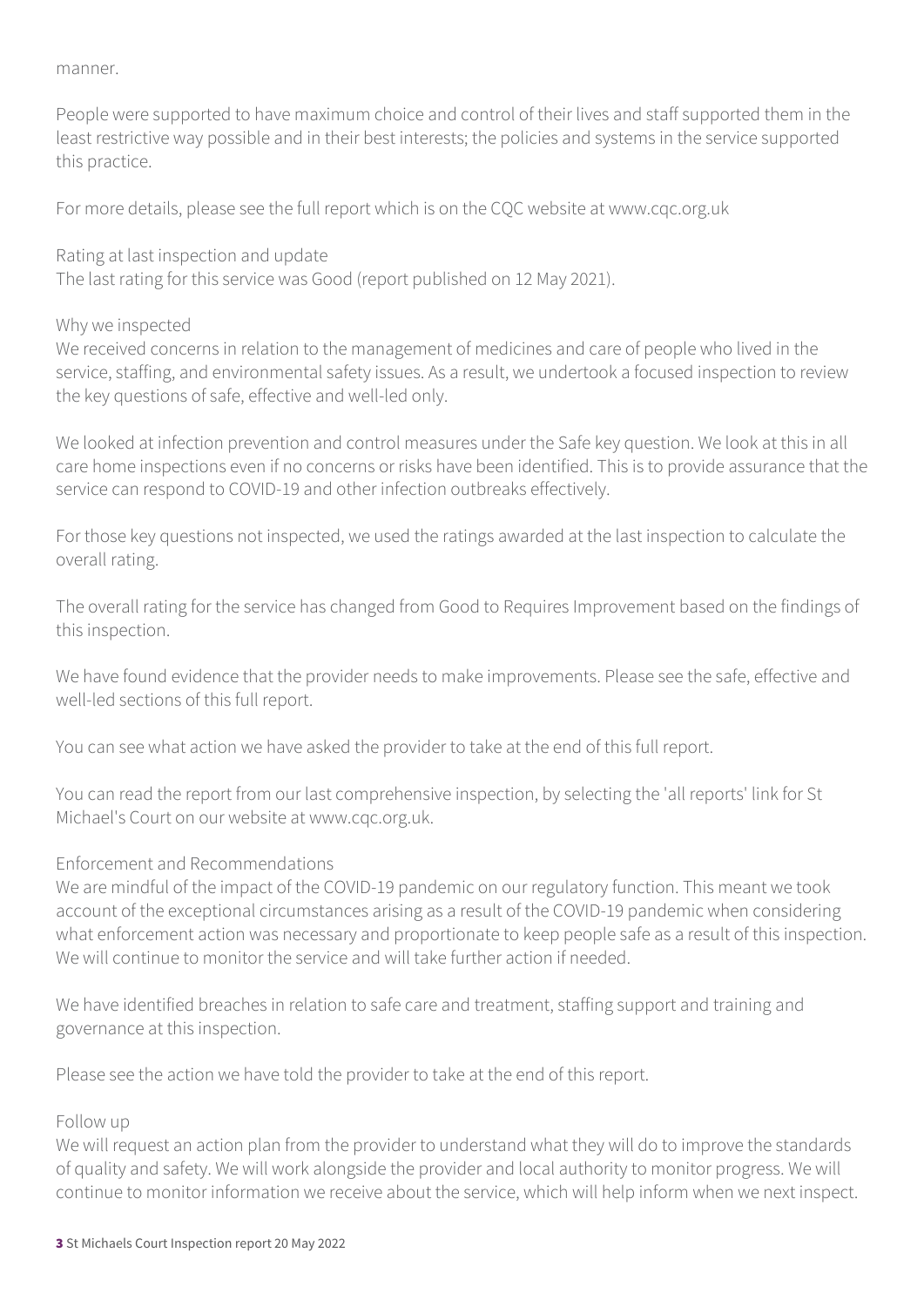manner.

People were supported to have maximum choice and control of their lives and staff supported them in the least restrictive way possible and in their best interests; the policies and systems in the service supported this practice.

For more details, please see the full report which is on the CQC website at www.cqc.org.uk

### Rating at last inspection and update

The last rating for this service was Good (report published on 12 May 2021).

### Why we inspected

We received concerns in relation to the management of medicines and care of people who lived in the service, staffing, and environmental safety issues. As a result, we undertook a focused inspection to review the key questions of safe, effective and well-led only.

We looked at infection prevention and control measures under the Safe key question. We look at this in all care home inspections even if no concerns or risks have been identified. This is to provide assurance that the service can respond to COVID-19 and other infection outbreaks effectively.

For those key questions not inspected, we used the ratings awarded at the last inspection to calculate the overall rating.

The overall rating for the service has changed from Good to Requires Improvement based on the findings of this inspection.

We have found evidence that the provider needs to make improvements. Please see the safe, effective and well-led sections of this full report.

You can see what action we have asked the provider to take at the end of this full report.

You can read the report from our last comprehensive inspection, by selecting the 'all reports' link for St Michael's Court on our website at www.cqc.org.uk.

### Enforcement and Recommendations

We are mindful of the impact of the COVID-19 pandemic on our regulatory function. This meant we took account of the exceptional circumstances arising as a result of the COVID-19 pandemic when considering what enforcement action was necessary and proportionate to keep people safe as a result of this inspection. We will continue to monitor the service and will take further action if needed.

We have identified breaches in relation to safe care and treatment, staffing support and training and governance at this inspection.

Please see the action we have told the provider to take at the end of this report.

### Follow up

We will request an action plan from the provider to understand what they will do to improve the standards of quality and safety. We will work alongside the provider and local authority to monitor progress. We will continue to monitor information we receive about the service, which will help inform when we next inspect.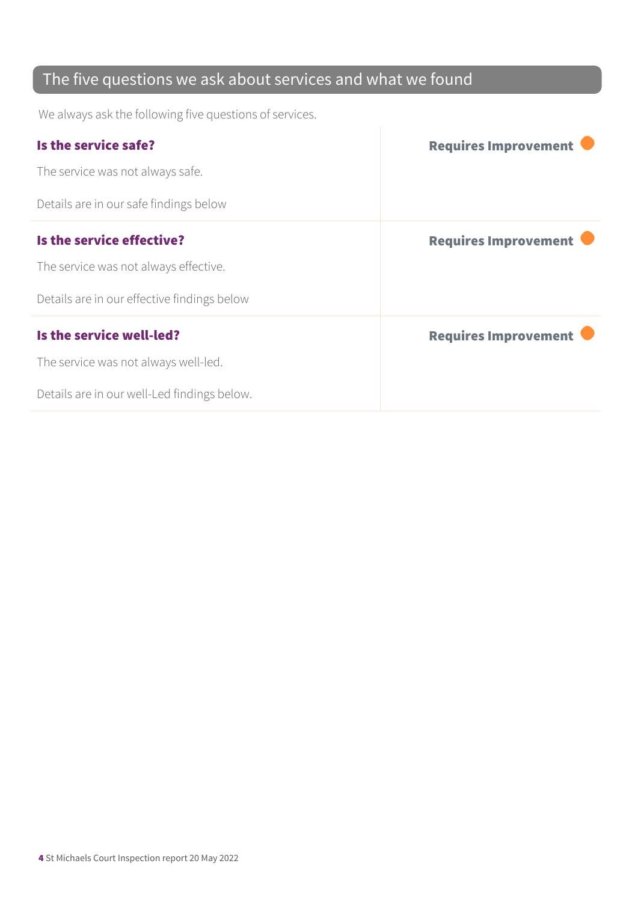## The five questions we ask about services and what we found

We always ask the following five questions of services.

| | |
|---|---|
| **Is the service safe?**<br><br>The service was not always safe.<br><br>Details are in our safe findings below | **Requires Improvement** |
| **Is the service effective?**<br><br>The service was not always effective.<br><br>Details are in our effective findings below | **Requires Improvement** |
| **Is the service well-led?**<br><br>The service was not always well-led.<br><br>Details are in our well-Led findings below. | **Requires Improvement** |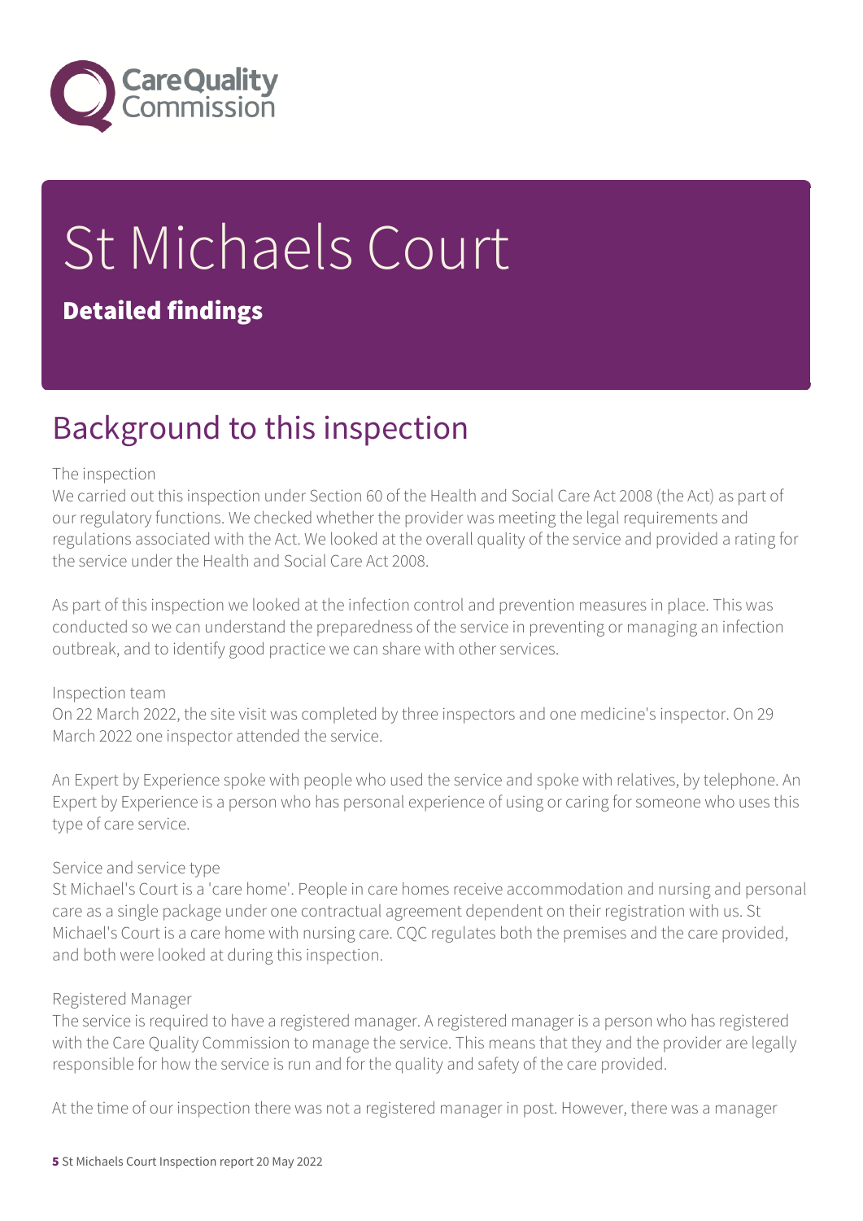# St Michaels Court

**Detailed findings**

## Background to this inspection

The inspection

We carried out this inspection under Section 60 of the Health and Social Care Act 2008 (the Act) as part of our regulatory functions. We checked whether the provider was meeting the legal requirements and regulations associated with the Act. We looked at the overall quality of the service and provided a rating for the service under the Health and Social Care Act 2008.

As part of this inspection we looked at the infection control and prevention measures in place. This was conducted so we can understand the preparedness of the service in preventing or managing an infection outbreak, and to identify good practice we can share with other services.

Inspection team

On 22 March 2022, the site visit was completed by three inspectors and one medicine's inspector. On 29 March 2022 one inspector attended the service.

An Expert by Experience spoke with people who used the service and spoke with relatives, by telephone. An Expert by Experience is a person who has personal experience of using or caring for someone who uses this type of care service.

Service and service type

St Michael's Court is a 'care home'. People in care homes receive accommodation and nursing and personal care as a single package under one contractual agreement dependent on their registration with us. St Michael's Court is a care home with nursing care. CQC regulates both the premises and the care provided, and both were looked at during this inspection.

Registered Manager

The service is required to have a registered manager. A registered manager is a person who has registered with the Care Quality Commission to manage the service. This means that they and the provider are legally responsible for how the service is run and for the quality and safety of the care provided.

At the time of our inspection there was not a registered manager in post. However, there was a manager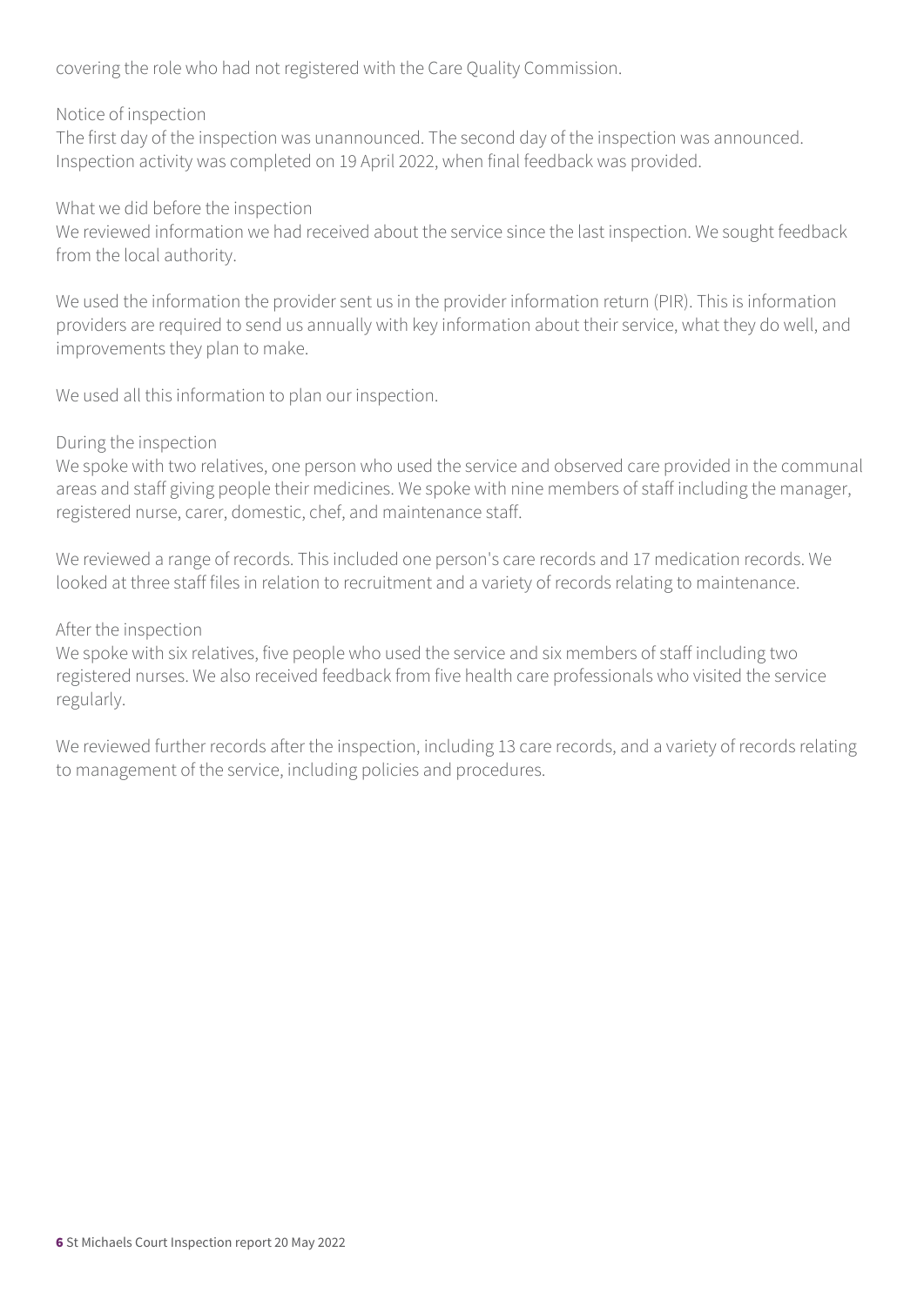covering the role who had not registered with the Care Quality Commission.

### Notice of inspection

The first day of the inspection was unannounced. The second day of the inspection was announced. Inspection activity was completed on 19 April 2022, when final feedback was provided.

### What we did before the inspection

We reviewed information we had received about the service since the last inspection. We sought feedback from the local authority.

We used the information the provider sent us in the provider information return (PIR). This is information providers are required to send us annually with key information about their service, what they do well, and improvements they plan to make.

We used all this information to plan our inspection.

### During the inspection

We spoke with two relatives, one person who used the service and observed care provided in the communal areas and staff giving people their medicines. We spoke with nine members of staff including the manager, registered nurse, carer, domestic, chef, and maintenance staff.

We reviewed a range of records. This included one person's care records and 17 medication records. We looked at three staff files in relation to recruitment and a variety of records relating to maintenance.

### After the inspection

We spoke with six relatives, five people who used the service and six members of staff including two registered nurses. We also received feedback from five health care professionals who visited the service regularly.

We reviewed further records after the inspection, including 13 care records, and a variety of records relating to management of the service, including policies and procedures.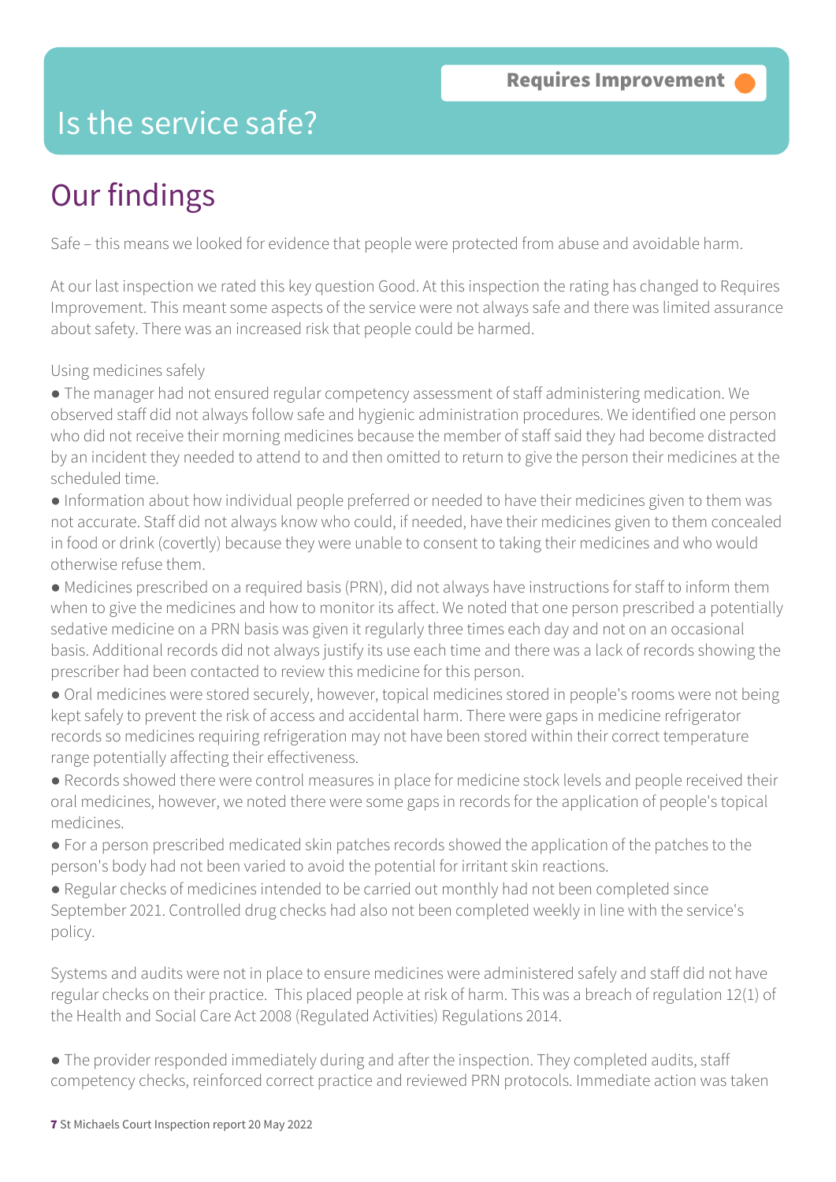Requires Improvement

# Is the service safe?

## Our findings

Safe – this means we looked for evidence that people were protected from abuse and avoidable harm.

At our last inspection we rated this key question Good. At this inspection the rating has changed to Requires Improvement. This meant some aspects of the service were not always safe and there was limited assurance about safety. There was an increased risk that people could be harmed.

Using medicines safely

- The manager had not ensured regular competency assessment of staff administering medication. We observed staff did not always follow safe and hygienic administration procedures. We identified one person who did not receive their morning medicines because the member of staff said they had become distracted by an incident they needed to attend to and then omitted to return to give the person their medicines at the scheduled time.
- Information about how individual people preferred or needed to have their medicines given to them was not accurate. Staff did not always know who could, if needed, have their medicines given to them concealed in food or drink (covertly) because they were unable to consent to taking their medicines and who would otherwise refuse them.
- Medicines prescribed on a required basis (PRN), did not always have instructions for staff to inform them when to give the medicines and how to monitor its affect. We noted that one person prescribed a potentially sedative medicine on a PRN basis was given it regularly three times each day and not on an occasional basis. Additional records did not always justify its use each time and there was a lack of records showing the prescriber had been contacted to review this medicine for this person.
- Oral medicines were stored securely, however, topical medicines stored in people's rooms were not being kept safely to prevent the risk of access and accidental harm. There were gaps in medicine refrigerator records so medicines requiring refrigeration may not have been stored within their correct temperature range potentially affecting their effectiveness.
- Records showed there were control measures in place for medicine stock levels and people received their oral medicines, however, we noted there were some gaps in records for the application of people's topical medicines.
- For a person prescribed medicated skin patches records showed the application of the patches to the person's body had not been varied to avoid the potential for irritant skin reactions.
- Regular checks of medicines intended to be carried out monthly had not been completed since September 2021. Controlled drug checks had also not been completed weekly in line with the service's policy.

Systems and audits were not in place to ensure medicines were administered safely and staff did not have regular checks on their practice. This placed people at risk of harm. This was a breach of regulation 12(1) of the Health and Social Care Act 2008 (Regulated Activities) Regulations 2014.

- The provider responded immediately during and after the inspection. They completed audits, staff competency checks, reinforced correct practice and reviewed PRN protocols. Immediate action was taken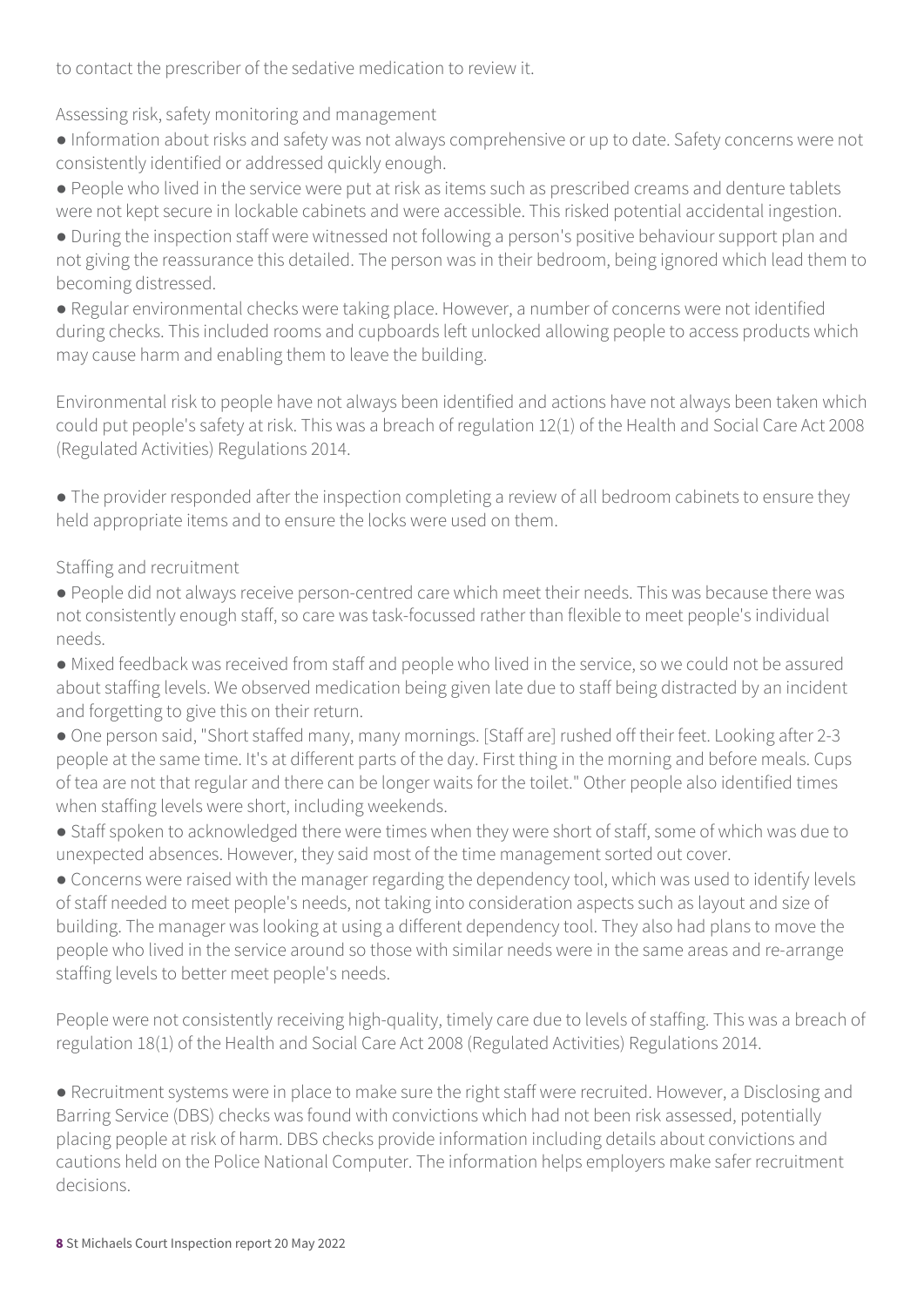to contact the prescriber of the sedative medication to review it.

Assessing risk, safety monitoring and management

- Information about risks and safety was not always comprehensive or up to date. Safety concerns were not consistently identified or addressed quickly enough.
- People who lived in the service were put at risk as items such as prescribed creams and denture tablets were not kept secure in lockable cabinets and were accessible. This risked potential accidental ingestion.
- During the inspection staff were witnessed not following a person's positive behaviour support plan and not giving the reassurance this detailed. The person was in their bedroom, being ignored which lead them to becoming distressed.
- Regular environmental checks were taking place. However, a number of concerns were not identified during checks. This included rooms and cupboards left unlocked allowing people to access products which may cause harm and enabling them to leave the building.

Environmental risk to people have not always been identified and actions have not always been taken which could put people's safety at risk. This was a breach of regulation 12(1) of the Health and Social Care Act 2008 (Regulated Activities) Regulations 2014.

- The provider responded after the inspection completing a review of all bedroom cabinets to ensure they held appropriate items and to ensure the locks were used on them.

Staffing and recruitment

- People did not always receive person-centred care which meet their needs. This was because there was not consistently enough staff, so care was task-focussed rather than flexible to meet people's individual needs.
- Mixed feedback was received from staff and people who lived in the service, so we could not be assured about staffing levels. We observed medication being given late due to staff being distracted by an incident and forgetting to give this on their return.
- One person said, "Short staffed many, many mornings. [Staff are] rushed off their feet. Looking after 2-3 people at the same time. It's at different parts of the day. First thing in the morning and before meals. Cups of tea are not that regular and there can be longer waits for the toilet." Other people also identified times when staffing levels were short, including weekends.
- Staff spoken to acknowledged there were times when they were short of staff, some of which was due to unexpected absences. However, they said most of the time management sorted out cover.
- Concerns were raised with the manager regarding the dependency tool, which was used to identify levels of staff needed to meet people's needs, not taking into consideration aspects such as layout and size of building. The manager was looking at using a different dependency tool. They also had plans to move the people who lived in the service around so those with similar needs were in the same areas and re-arrange staffing levels to better meet people's needs.

People were not consistently receiving high-quality, timely care due to levels of staffing. This was a breach of regulation 18(1) of the Health and Social Care Act 2008 (Regulated Activities) Regulations 2014.

- Recruitment systems were in place to make sure the right staff were recruited. However, a Disclosing and Barring Service (DBS) checks was found with convictions which had not been risk assessed, potentially placing people at risk of harm. DBS checks provide information including details about convictions and cautions held on the Police National Computer. The information helps employers make safer recruitment decisions.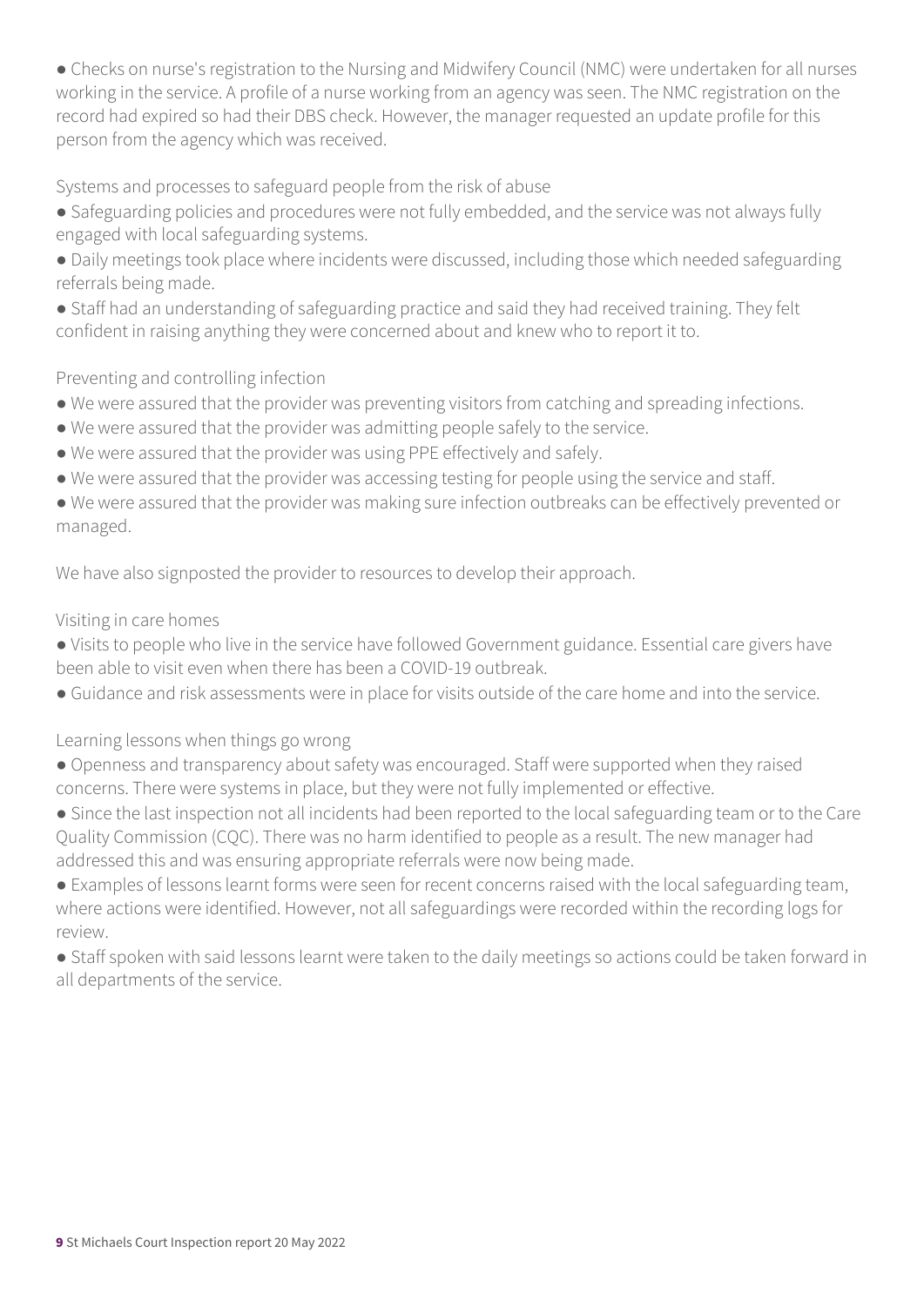- Checks on nurse's registration to the Nursing and Midwifery Council (NMC) were undertaken for all nurses working in the service. A profile of a nurse working from an agency was seen. The NMC registration on the record had expired so had their DBS check. However, the manager requested an update profile for this person from the agency which was received.

Systems and processes to safeguard people from the risk of abuse

- Safeguarding policies and procedures were not fully embedded, and the service was not always fully engaged with local safeguarding systems.
- Daily meetings took place where incidents were discussed, including those which needed safeguarding referrals being made.
- Staff had an understanding of safeguarding practice and said they had received training. They felt confident in raising anything they were concerned about and knew who to report it to.

Preventing and controlling infection

- We were assured that the provider was preventing visitors from catching and spreading infections.
- We were assured that the provider was admitting people safely to the service.
- We were assured that the provider was using PPE effectively and safely.
- We were assured that the provider was accessing testing for people using the service and staff.
- We were assured that the provider was making sure infection outbreaks can be effectively prevented or managed.

We have also signposted the provider to resources to develop their approach.

Visiting in care homes

- Visits to people who live in the service have followed Government guidance. Essential care givers have been able to visit even when there has been a COVID-19 outbreak.
- Guidance and risk assessments were in place for visits outside of the care home and into the service.

Learning lessons when things go wrong

- Openness and transparency about safety was encouraged. Staff were supported when they raised concerns. There were systems in place, but they were not fully implemented or effective.
- Since the last inspection not all incidents had been reported to the local safeguarding team or to the Care Quality Commission (CQC). There was no harm identified to people as a result. The new manager had addressed this and was ensuring appropriate referrals were now being made.
- Examples of lessons learnt forms were seen for recent concerns raised with the local safeguarding team, where actions were identified. However, not all safeguardings were recorded within the recording logs for review.
- Staff spoken with said lessons learnt were taken to the daily meetings so actions could be taken forward in all departments of the service.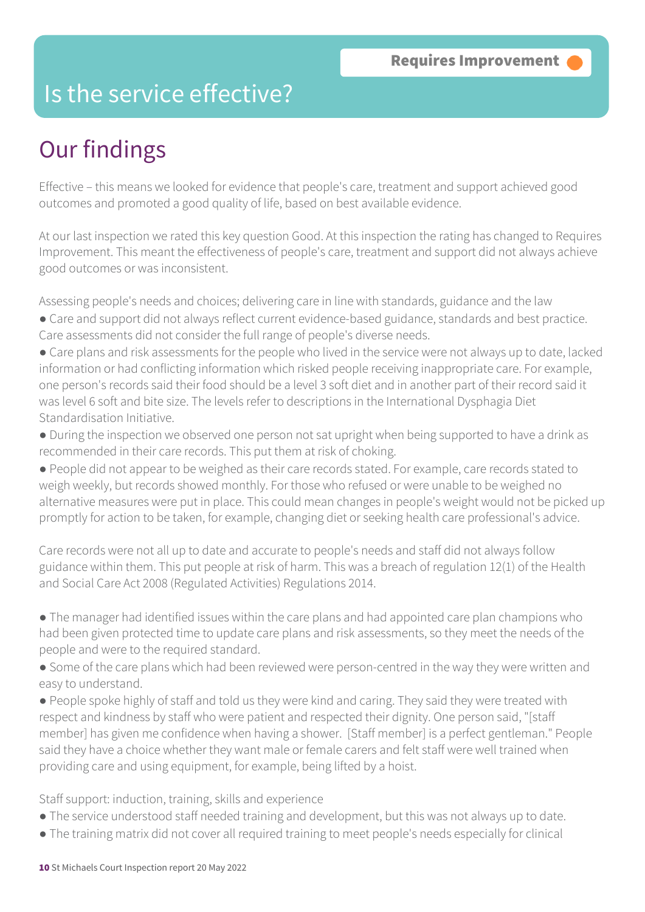**Requires Improvement**

# Is the service effective?

## Our findings

Effective – this means we looked for evidence that people's care, treatment and support achieved good outcomes and promoted a good quality of life, based on best available evidence.

At our last inspection we rated this key question Good. At this inspection the rating has changed to Requires Improvement. This meant the effectiveness of people's care, treatment and support did not always achieve good outcomes or was inconsistent.

Assessing people's needs and choices; delivering care in line with standards, guidance and the law

- Care and support did not always reflect current evidence-based guidance, standards and best practice. Care assessments did not consider the full range of people's diverse needs.
- Care plans and risk assessments for the people who lived in the service were not always up to date, lacked information or had conflicting information which risked people receiving inappropriate care. For example, one person's records said their food should be a level 3 soft diet and in another part of their record said it was level 6 soft and bite size. The levels refer to descriptions in the International Dysphagia Diet Standardisation Initiative.
- During the inspection we observed one person not sat upright when being supported to have a drink as recommended in their care records. This put them at risk of choking.
- People did not appear to be weighed as their care records stated. For example, care records stated to weigh weekly, but records showed monthly. For those who refused or were unable to be weighed no alternative measures were put in place. This could mean changes in people's weight would not be picked up promptly for action to be taken, for example, changing diet or seeking health care professional's advice.

Care records were not all up to date and accurate to people's needs and staff did not always follow guidance within them. This put people at risk of harm. This was a breach of regulation 12(1) of the Health and Social Care Act 2008 (Regulated Activities) Regulations 2014.

- The manager had identified issues within the care plans and had appointed care plan champions who had been given protected time to update care plans and risk assessments, so they meet the needs of the people and were to the required standard.
- Some of the care plans which had been reviewed were person-centred in the way they were written and easy to understand.
- People spoke highly of staff and told us they were kind and caring. They said they were treated with respect and kindness by staff who were patient and respected their dignity. One person said, "[staff member] has given me confidence when having a shower. [Staff member] is a perfect gentleman." People said they have a choice whether they want male or female carers and felt staff were well trained when providing care and using equipment, for example, being lifted by a hoist.

Staff support: induction, training, skills and experience

- The service understood staff needed training and development, but this was not always up to date.
- The training matrix did not cover all required training to meet people's needs especially for clinical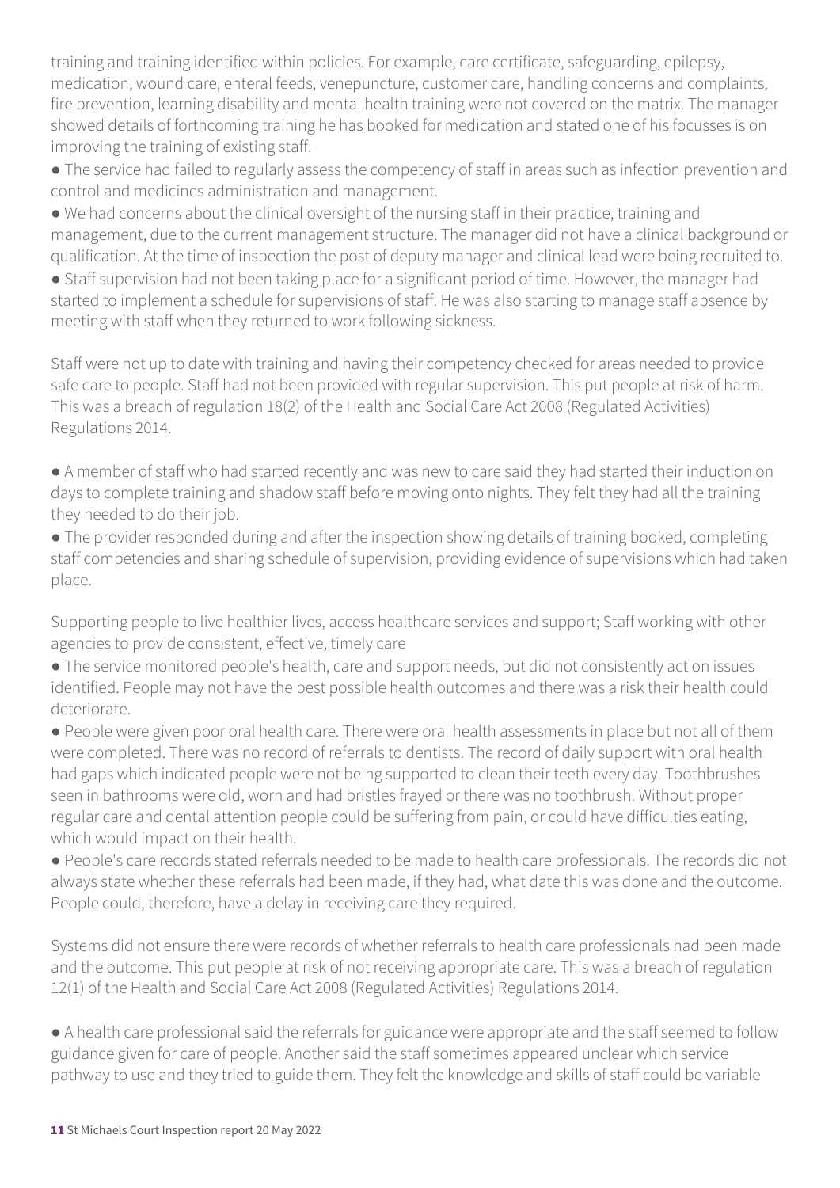training and training identified within policies. For example, care certificate, safeguarding, epilepsy, medication, wound care, enteral feeds, venepuncture, customer care, handling concerns and complaints, fire prevention, learning disability and mental health training were not covered on the matrix. The manager showed details of forthcoming training he has booked for medication and stated one of his focusses is on improving the training of existing staff.

- The service had failed to regularly assess the competency of staff in areas such as infection prevention and control and medicines administration and management.
- We had concerns about the clinical oversight of the nursing staff in their practice, training and management, due to the current management structure. The manager did not have a clinical background or qualification. At the time of inspection the post of deputy manager and clinical lead were being recruited to.
- Staff supervision had not been taking place for a significant period of time. However, the manager had started to implement a schedule for supervisions of staff. He was also starting to manage staff absence by meeting with staff when they returned to work following sickness.

Staff were not up to date with training and having their competency checked for areas needed to provide safe care to people. Staff had not been provided with regular supervision. This put people at risk of harm. This was a breach of regulation 18(2) of the Health and Social Care Act 2008 (Regulated Activities) Regulations 2014.

- A member of staff who had started recently and was new to care said they had started their induction on days to complete training and shadow staff before moving onto nights. They felt they had all the training they needed to do their job.
- The provider responded during and after the inspection showing details of training booked, completing staff competencies and sharing schedule of supervision, providing evidence of supervisions which had taken place.

Supporting people to live healthier lives, access healthcare services and support; Staff working with other agencies to provide consistent, effective, timely care

- The service monitored people's health, care and support needs, but did not consistently act on issues identified. People may not have the best possible health outcomes and there was a risk their health could deteriorate.
- People were given poor oral health care. There were oral health assessments in place but not all of them were completed. There was no record of referrals to dentists. The record of daily support with oral health had gaps which indicated people were not being supported to clean their teeth every day. Toothbrushes seen in bathrooms were old, worn and had bristles frayed or there was no toothbrush. Without proper regular care and dental attention people could be suffering from pain, or could have difficulties eating, which would impact on their health.
- People's care records stated referrals needed to be made to health care professionals. The records did not always state whether these referrals had been made, if they had, what date this was done and the outcome. People could, therefore, have a delay in receiving care they required.

Systems did not ensure there were records of whether referrals to health care professionals had been made and the outcome. This put people at risk of not receiving appropriate care. This was a breach of regulation 12(1) of the Health and Social Care Act 2008 (Regulated Activities) Regulations 2014.

- A health care professional said the referrals for guidance were appropriate and the staff seemed to follow guidance given for care of people. Another said the staff sometimes appeared unclear which service pathway to use and they tried to guide them. They felt the knowledge and skills of staff could be variable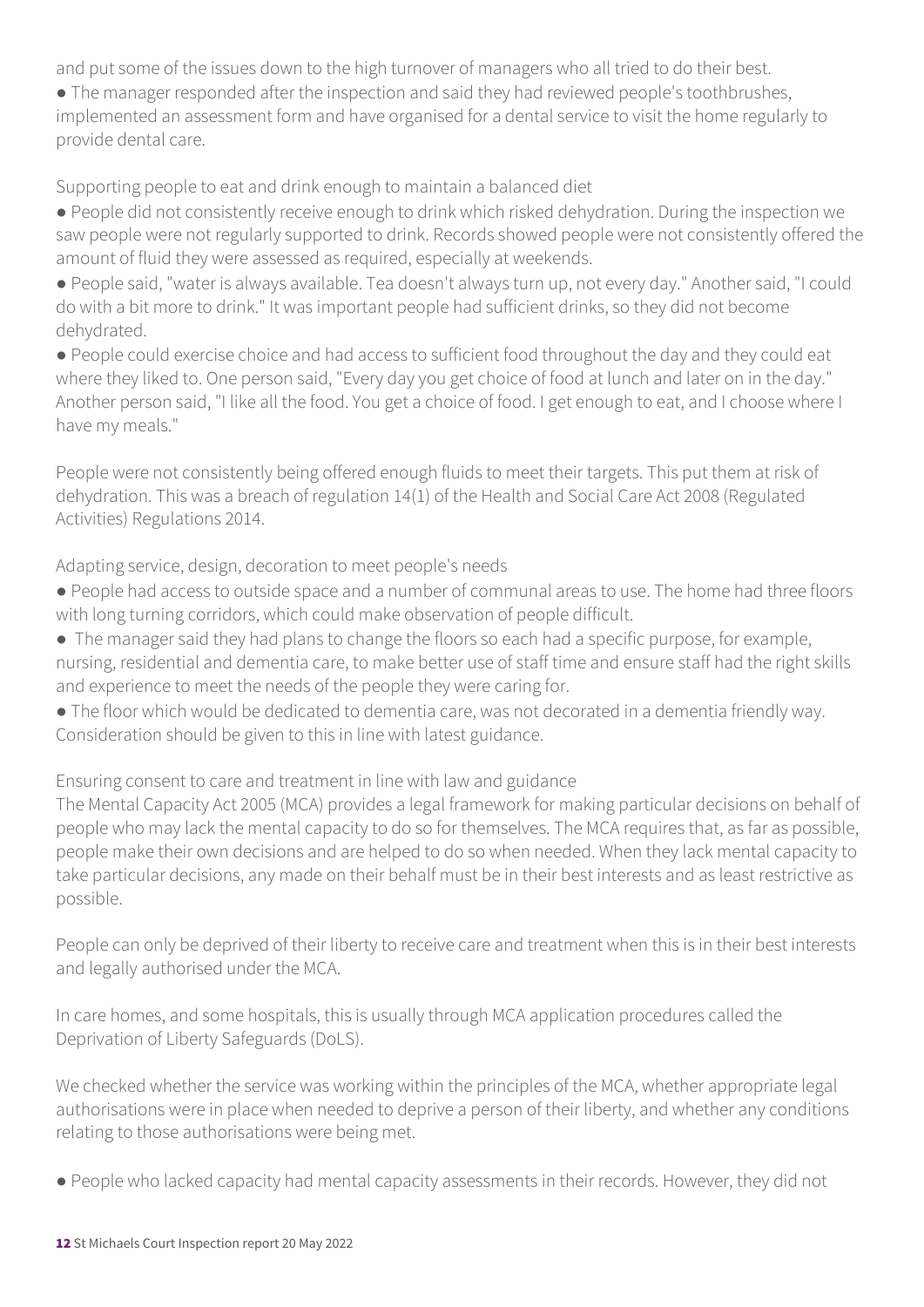and put some of the issues down to the high turnover of managers who all tried to do their best.

- The manager responded after the inspection and said they had reviewed people's toothbrushes, implemented an assessment form and have organised for a dental service to visit the home regularly to provide dental care.

Supporting people to eat and drink enough to maintain a balanced diet

- People did not consistently receive enough to drink which risked dehydration. During the inspection we saw people were not regularly supported to drink. Records showed people were not consistently offered the amount of fluid they were assessed as required, especially at weekends.
- People said, "water is always available. Tea doesn't always turn up, not every day." Another said, "I could do with a bit more to drink." It was important people had sufficient drinks, so they did not become dehydrated.
- People could exercise choice and had access to sufficient food throughout the day and they could eat where they liked to. One person said, "Every day you get choice of food at lunch and later on in the day." Another person said, "I like all the food. You get a choice of food. I get enough to eat, and I choose where I have my meals."

People were not consistently being offered enough fluids to meet their targets. This put them at risk of dehydration. This was a breach of regulation 14(1) of the Health and Social Care Act 2008 (Regulated Activities) Regulations 2014.

Adapting service, design, decoration to meet people's needs

- People had access to outside space and a number of communal areas to use. The home had three floors with long turning corridors, which could make observation of people difficult.
- The manager said they had plans to change the floors so each had a specific purpose, for example, nursing, residential and dementia care, to make better use of staff time and ensure staff had the right skills and experience to meet the needs of the people they were caring for.
- The floor which would be dedicated to dementia care, was not decorated in a dementia friendly way. Consideration should be given to this in line with latest guidance.

Ensuring consent to care and treatment in line with law and guidance

The Mental Capacity Act 2005 (MCA) provides a legal framework for making particular decisions on behalf of people who may lack the mental capacity to do so for themselves. The MCA requires that, as far as possible, people make their own decisions and are helped to do so when needed. When they lack mental capacity to take particular decisions, any made on their behalf must be in their best interests and as least restrictive as possible.

People can only be deprived of their liberty to receive care and treatment when this is in their best interests and legally authorised under the MCA.

In care homes, and some hospitals, this is usually through MCA application procedures called the Deprivation of Liberty Safeguards (DoLS).

We checked whether the service was working within the principles of the MCA, whether appropriate legal authorisations were in place when needed to deprive a person of their liberty, and whether any conditions relating to those authorisations were being met.

- People who lacked capacity had mental capacity assessments in their records. However, they did not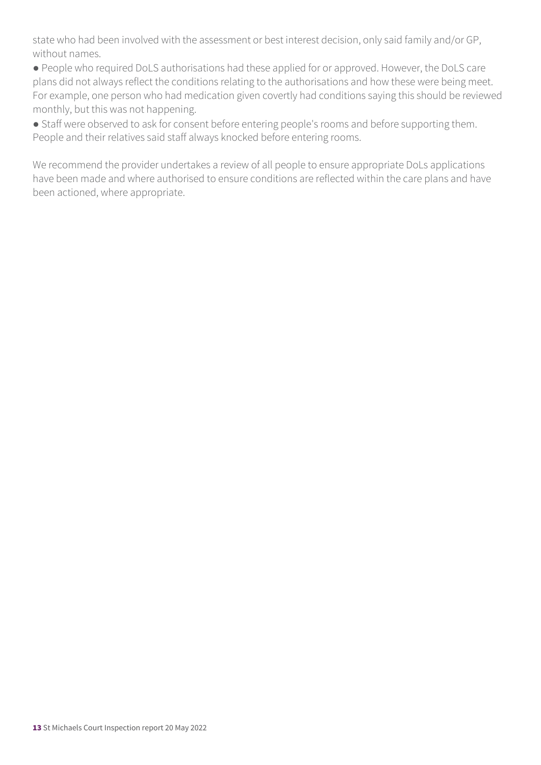state who had been involved with the assessment or best interest decision, only said family and/or GP, without names.

- People who required DoLS authorisations had these applied for or approved. However, the DoLS care plans did not always reflect the conditions relating to the authorisations and how these were being meet. For example, one person who had medication given covertly had conditions saying this should be reviewed monthly, but this was not happening.
- Staff were observed to ask for consent before entering people's rooms and before supporting them. People and their relatives said staff always knocked before entering rooms.

We recommend the provider undertakes a review of all people to ensure appropriate DoLs applications have been made and where authorised to ensure conditions are reflected within the care plans and have been actioned, where appropriate.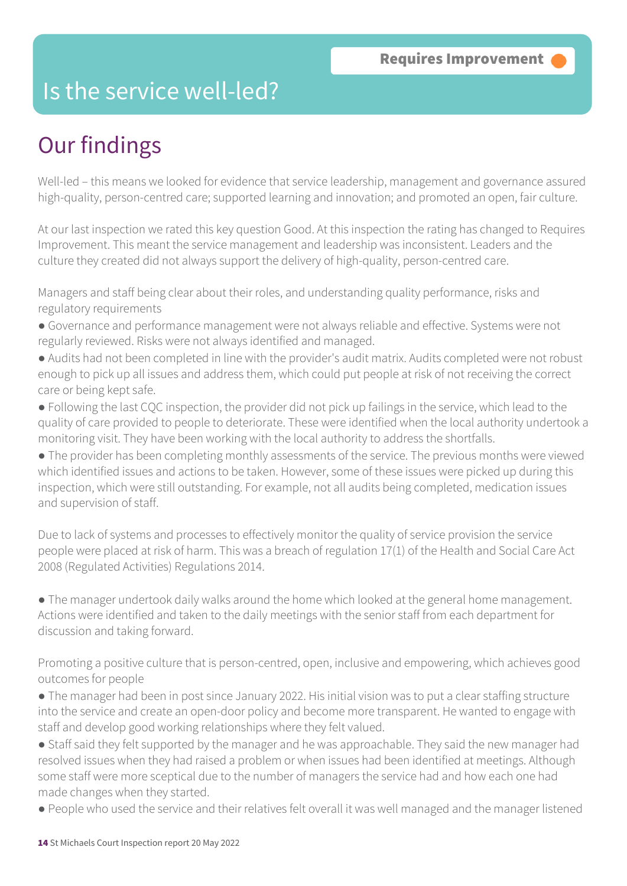Requires Improvement

# Is the service well-led?

## Our findings

Well-led – this means we looked for evidence that service leadership, management and governance assured high-quality, person-centred care; supported learning and innovation; and promoted an open, fair culture.

At our last inspection we rated this key question Good. At this inspection the rating has changed to Requires Improvement. This meant the service management and leadership was inconsistent. Leaders and the culture they created did not always support the delivery of high-quality, person-centred care.

Managers and staff being clear about their roles, and understanding quality performance, risks and regulatory requirements

- Governance and performance management were not always reliable and effective. Systems were not regularly reviewed. Risks were not always identified and managed.
- Audits had not been completed in line with the provider's audit matrix. Audits completed were not robust enough to pick up all issues and address them, which could put people at risk of not receiving the correct care or being kept safe.
- Following the last CQC inspection, the provider did not pick up failings in the service, which lead to the quality of care provided to people to deteriorate. These were identified when the local authority undertook a monitoring visit. They have been working with the local authority to address the shortfalls.
- The provider has been completing monthly assessments of the service. The previous months were viewed which identified issues and actions to be taken. However, some of these issues were picked up during this inspection, which were still outstanding. For example, not all audits being completed, medication issues and supervision of staff.

Due to lack of systems and processes to effectively monitor the quality of service provision the service people were placed at risk of harm. This was a breach of regulation 17(1) of the Health and Social Care Act 2008 (Regulated Activities) Regulations 2014.

- The manager undertook daily walks around the home which looked at the general home management. Actions were identified and taken to the daily meetings with the senior staff from each department for discussion and taking forward.

Promoting a positive culture that is person-centred, open, inclusive and empowering, which achieves good outcomes for people

- The manager had been in post since January 2022. His initial vision was to put a clear staffing structure into the service and create an open-door policy and become more transparent. He wanted to engage with staff and develop good working relationships where they felt valued.
- Staff said they felt supported by the manager and he was approachable. They said the new manager had resolved issues when they had raised a problem or when issues had been identified at meetings. Although some staff were more sceptical due to the number of managers the service had and how each one had made changes when they started.
- People who used the service and their relatives felt overall it was well managed and the manager listened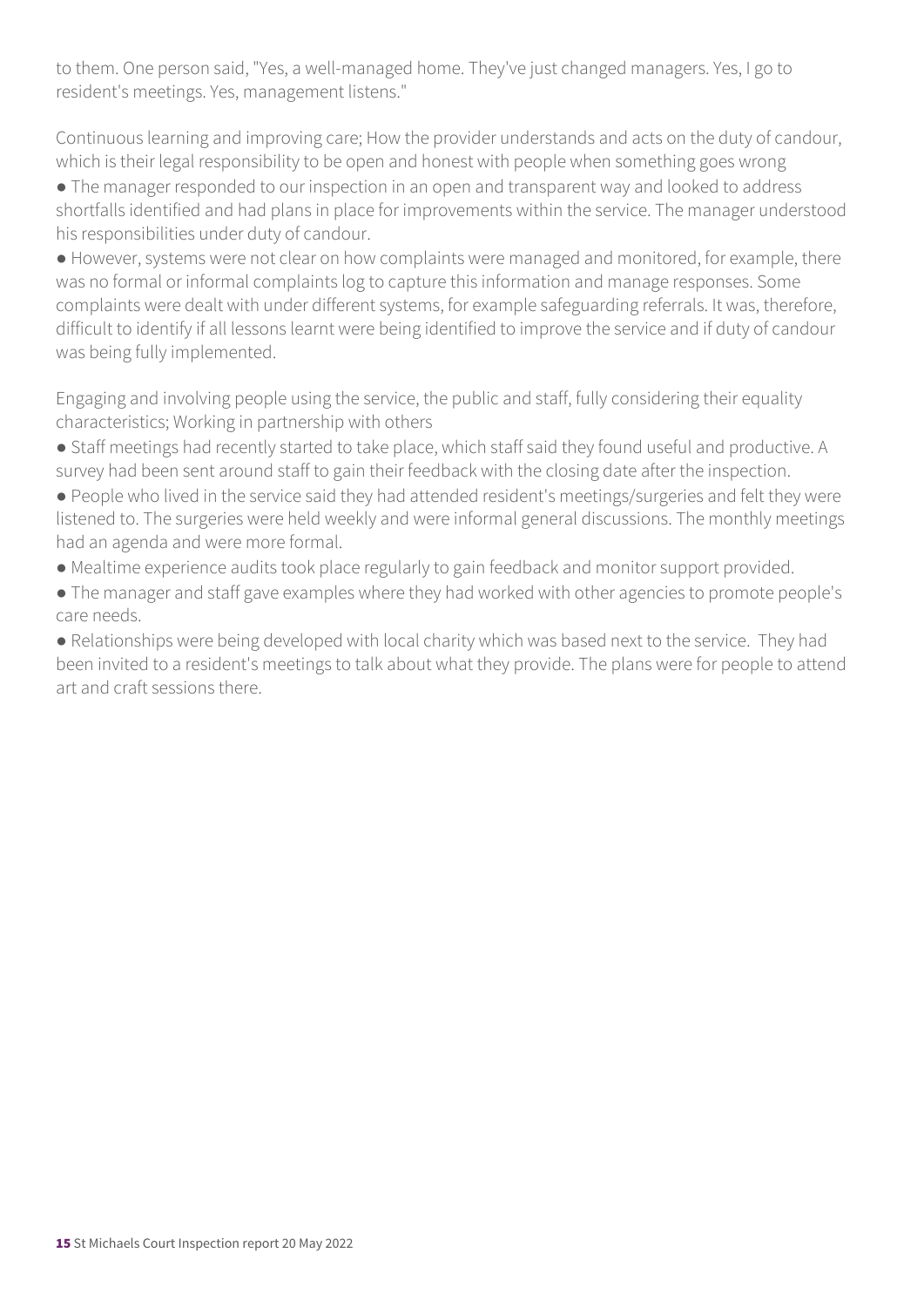to them. One person said, "Yes, a well-managed home. They've just changed managers. Yes, I go to resident's meetings. Yes, management listens."

Continuous learning and improving care; How the provider understands and acts on the duty of candour, which is their legal responsibility to be open and honest with people when something goes wrong

- The manager responded to our inspection in an open and transparent way and looked to address shortfalls identified and had plans in place for improvements within the service. The manager understood his responsibilities under duty of candour.
- However, systems were not clear on how complaints were managed and monitored, for example, there was no formal or informal complaints log to capture this information and manage responses. Some complaints were dealt with under different systems, for example safeguarding referrals. It was, therefore, difficult to identify if all lessons learnt were being identified to improve the service and if duty of candour was being fully implemented.

Engaging and involving people using the service, the public and staff, fully considering their equality characteristics; Working in partnership with others

- Staff meetings had recently started to take place, which staff said they found useful and productive. A survey had been sent around staff to gain their feedback with the closing date after the inspection.
- People who lived in the service said they had attended resident's meetings/surgeries and felt they were listened to. The surgeries were held weekly and were informal general discussions. The monthly meetings had an agenda and were more formal.
- Mealtime experience audits took place regularly to gain feedback and monitor support provided.
- The manager and staff gave examples where they had worked with other agencies to promote people's care needs.
- Relationships were being developed with local charity which was based next to the service. They had been invited to a resident's meetings to talk about what they provide. The plans were for people to attend art and craft sessions there.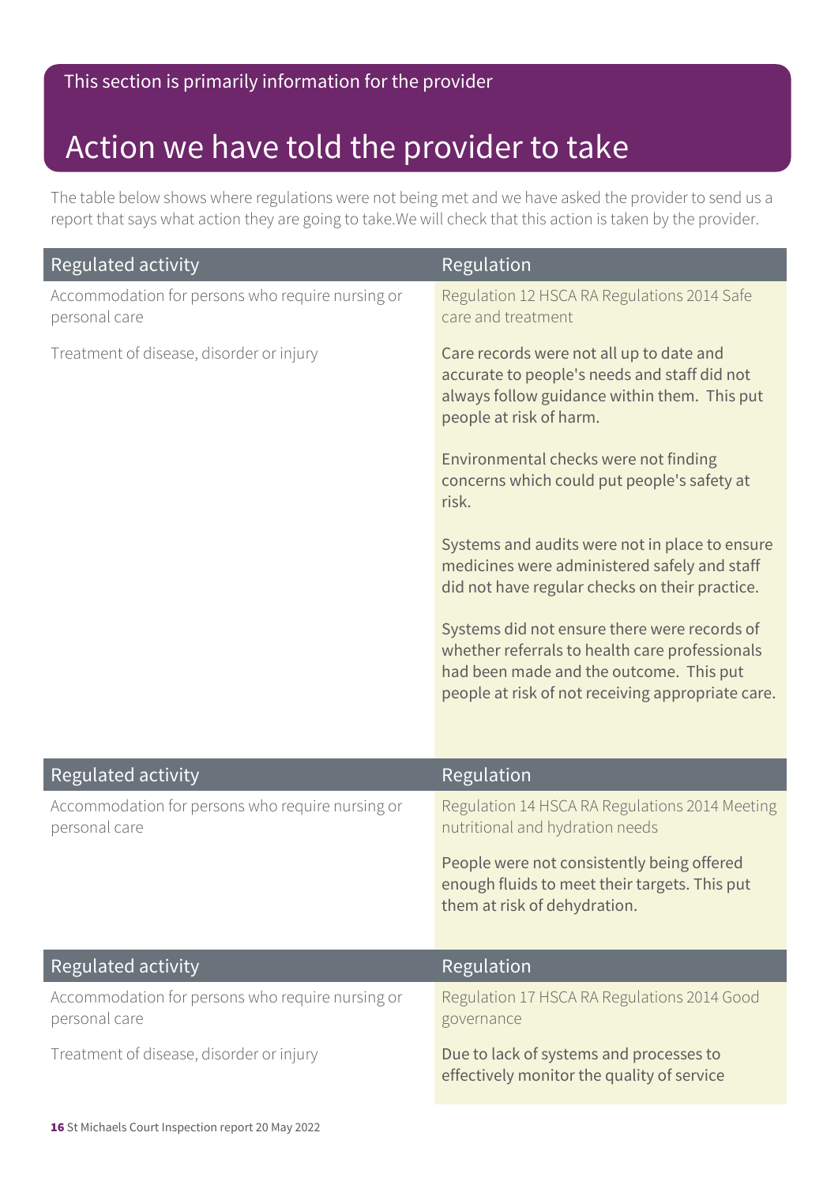This section is primarily information for the provider

# Action we have told the provider to take

The table below shows where regulations were not being met and we have asked the provider to send us a report that says what action they are going to take.We will check that this action is taken by the provider.

| Regulated activity | Regulation |
| --- | --- |
| Accommodation for persons who require nursing or personal care<br><br>Treatment of disease, disorder or injury | Regulation 12 HSCA RA Regulations 2014 Safe care and treatment<br><br>Care records were not all up to date and accurate to people's needs and staff did not always follow guidance within them. This put people at risk of harm.<br><br>Environmental checks were not finding concerns which could put people's safety at risk.<br><br>Systems and audits were not in place to ensure medicines were administered safely and staff did not have regular checks on their practice.<br><br>Systems did not ensure there were records of whether referrals to health care professionals had been made and the outcome. This put people at risk of not receiving appropriate care. |

| Regulated activity | Regulation |
| --- | --- |
| Accommodation for persons who require nursing or personal care | Regulation 14 HSCA RA Regulations 2014 Meeting nutritional and hydration needs<br><br>People were not consistently being offered enough fluids to meet their targets. This put them at risk of dehydration. |

| Regulated activity | Regulation |
| --- | --- |
| Accommodation for persons who require nursing or personal care<br><br>Treatment of disease, disorder or injury | Regulation 17 HSCA RA Regulations 2014 Good governance<br><br>Due to lack of systems and processes to effectively monitor the quality of service |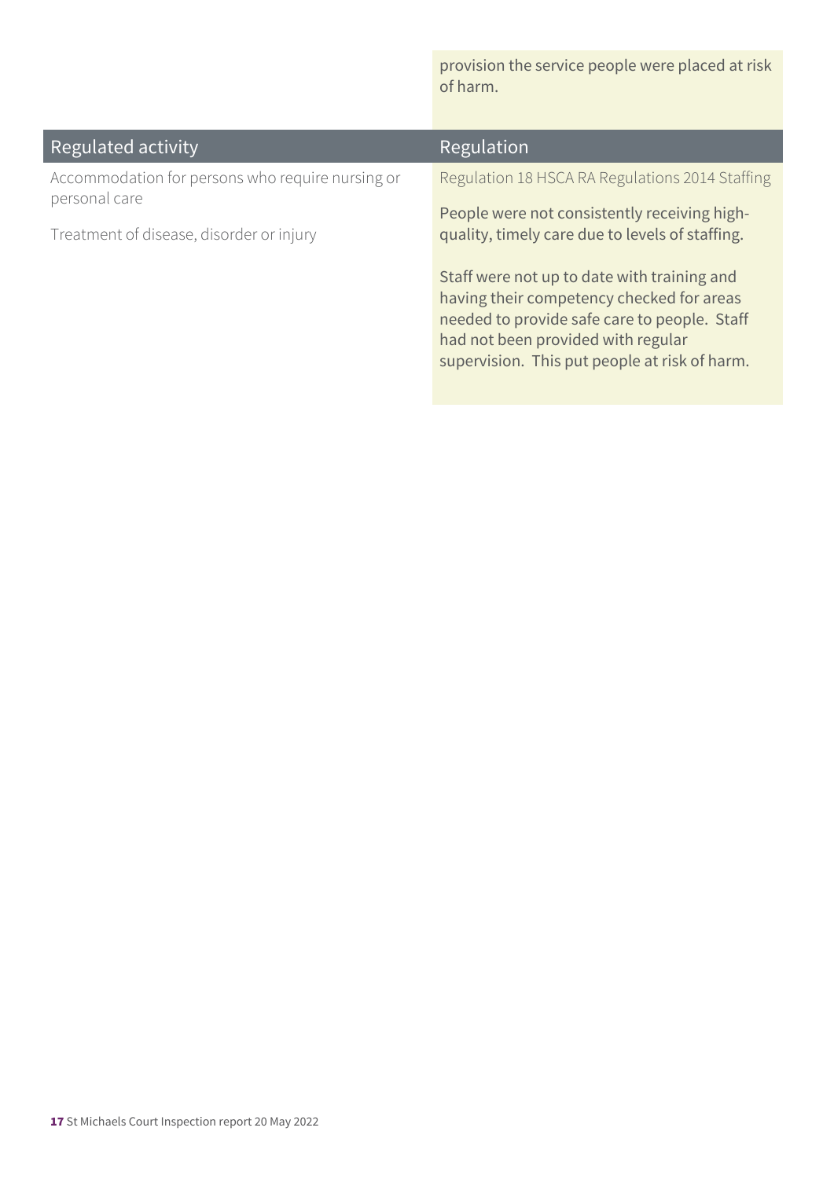provision the service people were placed at risk of harm.

| Regulated activity | Regulation |
| --- | --- |
| Accommodation for persons who require nursing or personal care<br><br>Treatment of disease, disorder or injury | Regulation 18 HSCA RA Regulations 2014 Staffing<br><br>People were not consistently receiving high-quality, timely care due to levels of staffing.<br><br>Staff were not up to date with training and having their competency checked for areas needed to provide safe care to people. Staff had not been provided with regular supervision. This put people at risk of harm. |